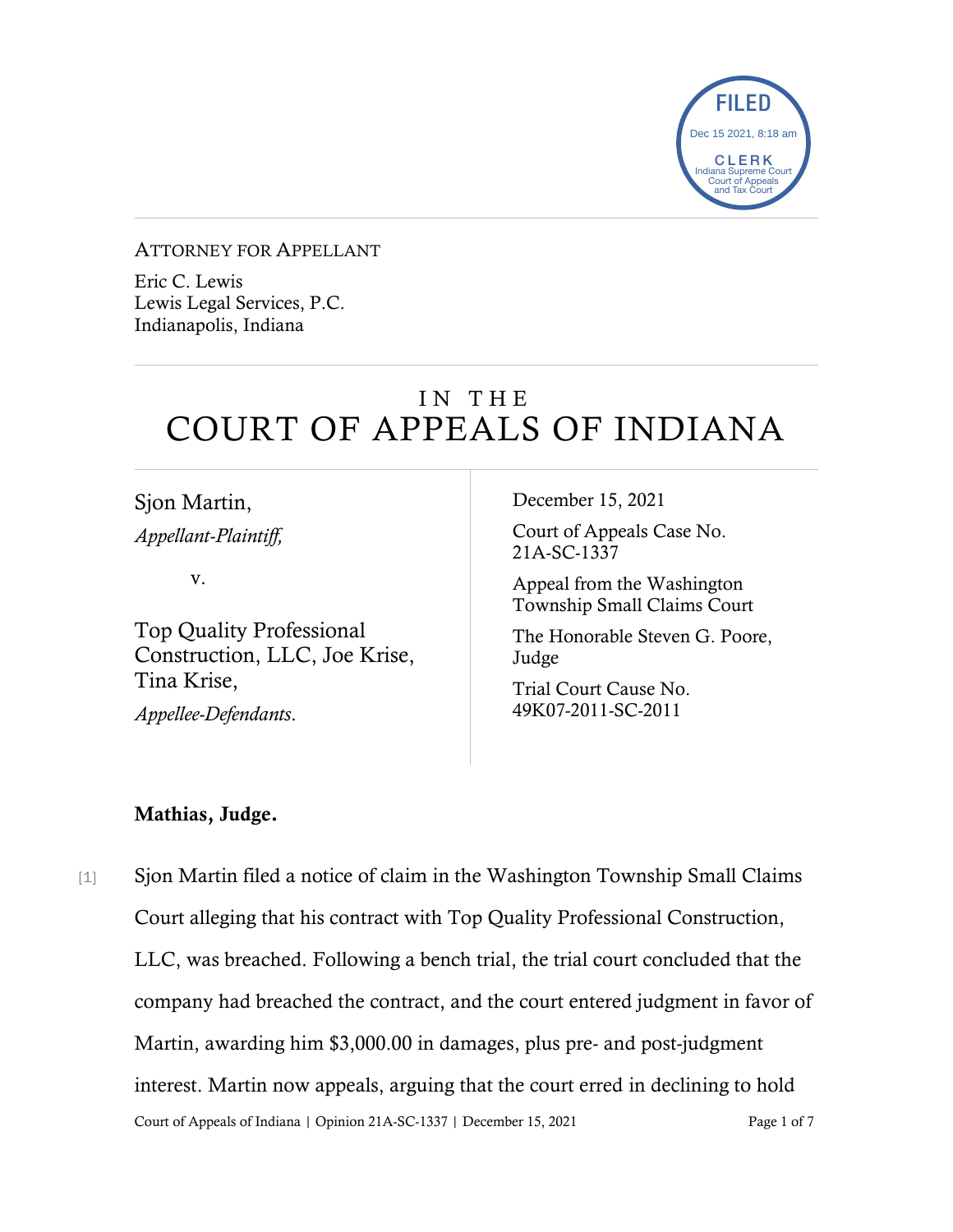ATTORNEY FOR APPELLANT

Eric C. Lewis
Lewis Legal Services, P.C.
Indianapolis, Indiana

# IN THE COURT OF APPEALS OF INDIANA

Sjon Martin,
*Appellant-Plaintiff,*

v.

Top Quality Professional Construction, LLC, Joe Krise, Tina Krise,
*Appellee-Defendants.*

December 15, 2021

Court of Appeals Case No. 21A-SC-1337

Appeal from the Washington Township Small Claims Court

The Honorable Steven G. Poore, Judge

Trial Court Cause No. 49K07-2011-SC-2011

**Mathias, Judge.**

[1] Sjon Martin filed a notice of claim in the Washington Township Small Claims Court alleging that his contract with Top Quality Professional Construction, LLC, was breached. Following a bench trial, the trial court concluded that the company had breached the contract, and the court entered judgment in favor of Martin, awarding him $3,000.00 in damages, plus pre- and post-judgment interest. Martin now appeals, arguing that the court erred in declining to hold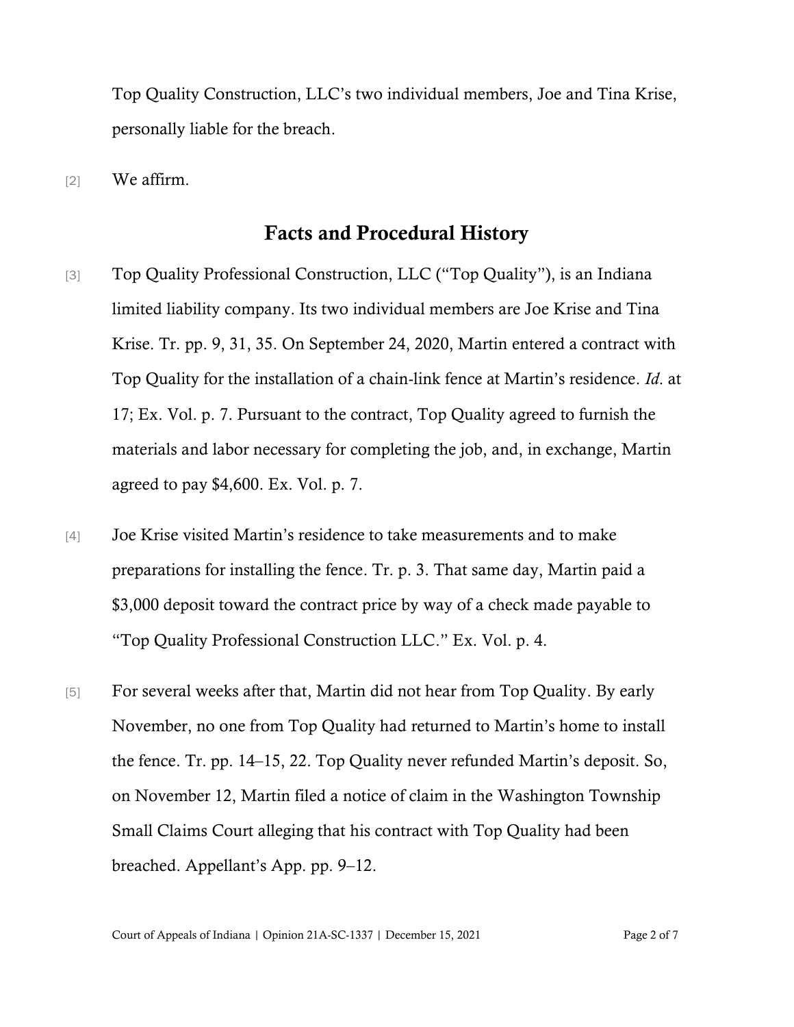Top Quality Construction, LLC's two individual members, Joe and Tina Krise, personally liable for the breach.

[2] We affirm.

## Facts and Procedural History

[3] Top Quality Professional Construction, LLC ("Top Quality"), is an Indiana limited liability company. Its two individual members are Joe Krise and Tina Krise. Tr. pp. 9, 31, 35. On September 24, 2020, Martin entered a contract with Top Quality for the installation of a chain-link fence at Martin's residence. *Id.* at 17; Ex. Vol. p. 7. Pursuant to the contract, Top Quality agreed to furnish the materials and labor necessary for completing the job, and, in exchange, Martin agreed to pay $4,600. Ex. Vol. p. 7.

[4] Joe Krise visited Martin's residence to take measurements and to make preparations for installing the fence. Tr. p. 3. That same day, Martin paid a $3,000 deposit toward the contract price by way of a check made payable to "Top Quality Professional Construction LLC." Ex. Vol. p. 4.

[5] For several weeks after that, Martin did not hear from Top Quality. By early November, no one from Top Quality had returned to Martin's home to install the fence. Tr. pp. 14–15, 22. Top Quality never refunded Martin's deposit. So, on November 12, Martin filed a notice of claim in the Washington Township Small Claims Court alleging that his contract with Top Quality had been breached. Appellant's App. pp. 9–12.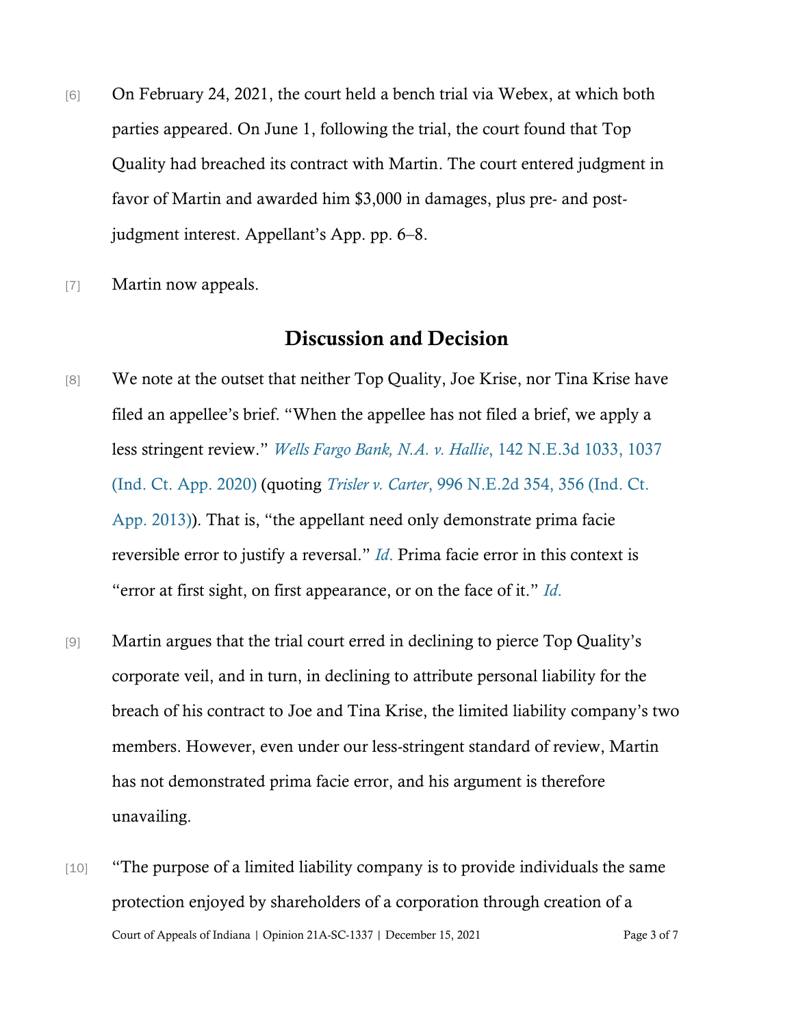[6] On February 24, 2021, the court held a bench trial via Webex, at which both parties appeared. On June 1, following the trial, the court found that Top Quality had breached its contract with Martin. The court entered judgment in favor of Martin and awarded him $3,000 in damages, plus pre- and post-judgment interest. Appellant's App. pp. 6–8.

[7] Martin now appeals.

## Discussion and Decision

[8] We note at the outset that neither Top Quality, Joe Krise, nor Tina Krise have filed an appellee's brief. "When the appellee has not filed a brief, we apply a less stringent review." *Wells Fargo Bank, N.A. v. Hallie*, 142 N.E.3d 1033, 1037 (Ind. Ct. App. 2020) (quoting *Trisler v. Carter*, 996 N.E.2d 354, 356 (Ind. Ct. App. 2013)). That is, "the appellant need only demonstrate prima facie reversible error to justify a reversal." *Id.* Prima facie error in this context is "error at first sight, on first appearance, or on the face of it." *Id.*

[9] Martin argues that the trial court erred in declining to pierce Top Quality's corporate veil, and in turn, in declining to attribute personal liability for the breach of his contract to Joe and Tina Krise, the limited liability company's two members. However, even under our less-stringent standard of review, Martin has not demonstrated prima facie error, and his argument is therefore unavailing.

[10] "The purpose of a limited liability company is to provide individuals the same protection enjoyed by shareholders of a corporation through creation of a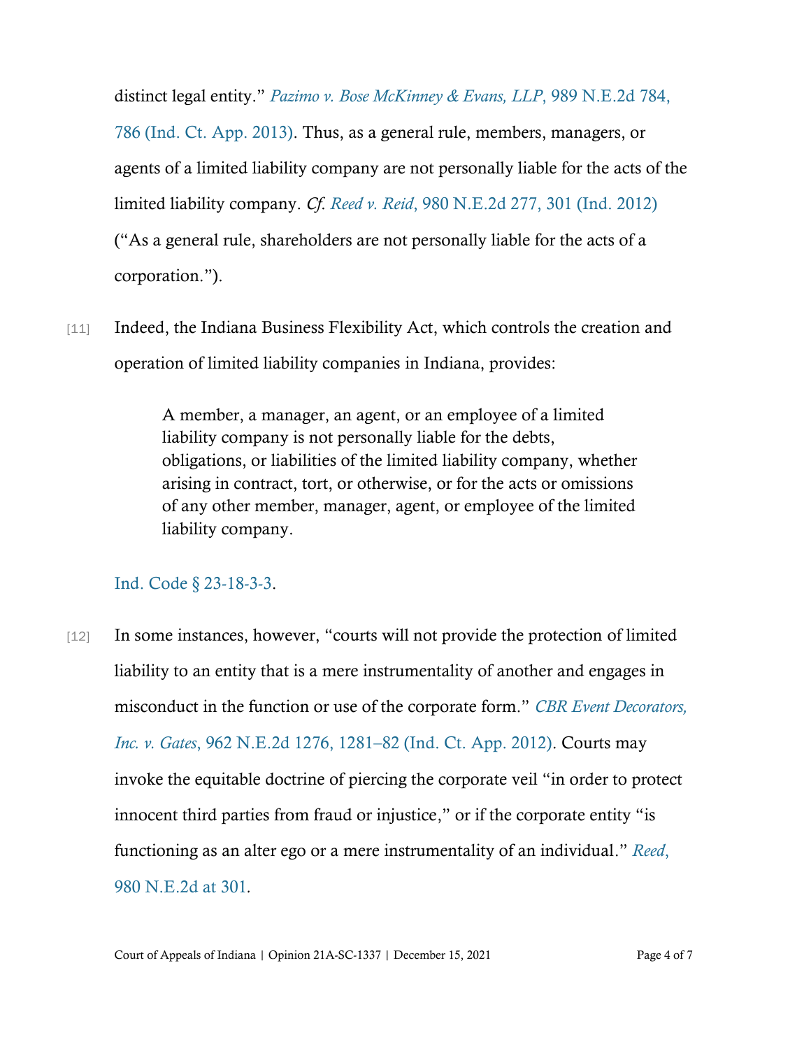distinct legal entity." *Pazimo v. Bose McKinney & Evans, LLP*, 989 N.E.2d 784, 786 (Ind. Ct. App. 2013). Thus, as a general rule, members, managers, or agents of a limited liability company are not personally liable for the acts of the limited liability company. *Cf. Reed v. Reid*, 980 N.E.2d 277, 301 (Ind. 2012) ("As a general rule, shareholders are not personally liable for the acts of a corporation.").

[11] Indeed, the Indiana Business Flexibility Act, which controls the creation and operation of limited liability companies in Indiana, provides:

> A member, a manager, an agent, or an employee of a limited liability company is not personally liable for the debts, obligations, or liabilities of the limited liability company, whether arising in contract, tort, or otherwise, or for the acts or omissions of any other member, manager, agent, or employee of the limited liability company.

Ind. Code § 23-18-3-3.

[12] In some instances, however, "courts will not provide the protection of limited liability to an entity that is a mere instrumentality of another and engages in misconduct in the function or use of the corporate form." *CBR Event Decorators, Inc. v. Gates*, 962 N.E.2d 1276, 1281–82 (Ind. Ct. App. 2012). Courts may invoke the equitable doctrine of piercing the corporate veil "in order to protect innocent third parties from fraud or injustice," or if the corporate entity "is functioning as an alter ego or a mere instrumentality of an individual." *Reed*, 980 N.E.2d at 301.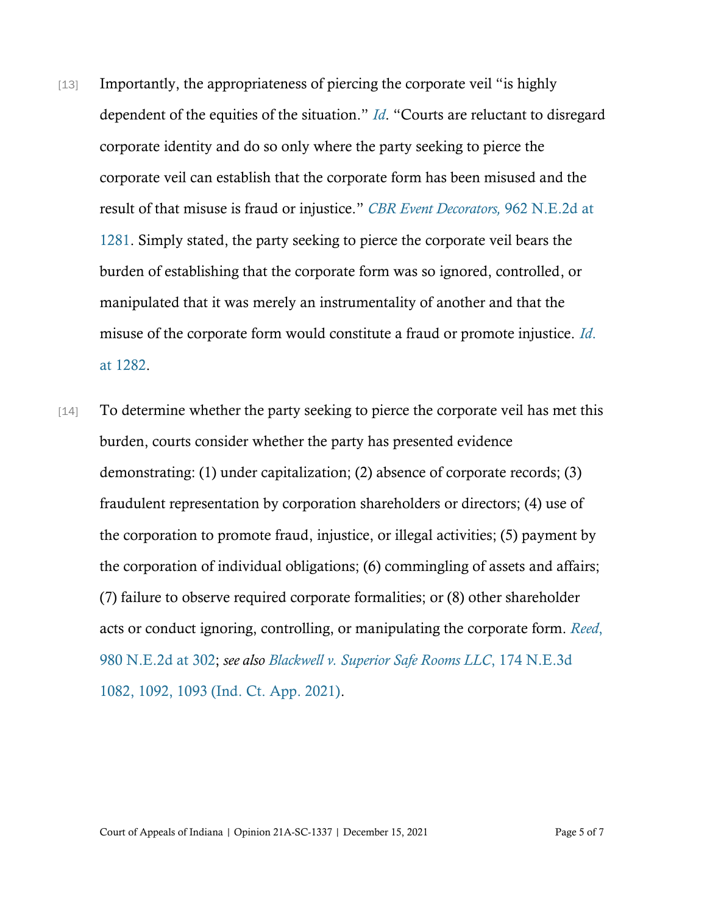[13] Importantly, the appropriateness of piercing the corporate veil "is highly dependent of the equities of the situation." *Id*. "Courts are reluctant to disregard corporate identity and do so only where the party seeking to pierce the corporate veil can establish that the corporate form has been misused and the result of that misuse is fraud or injustice." *CBR Event Decorators,* 962 N.E.2d at 1281. Simply stated, the party seeking to pierce the corporate veil bears the burden of establishing that the corporate form was so ignored, controlled, or manipulated that it was merely an instrumentality of another and that the misuse of the corporate form would constitute a fraud or promote injustice. *Id.* at 1282.

[14] To determine whether the party seeking to pierce the corporate veil has met this burden, courts consider whether the party has presented evidence demonstrating: (1) under capitalization; (2) absence of corporate records; (3) fraudulent representation by corporation shareholders or directors; (4) use of the corporation to promote fraud, injustice, or illegal activities; (5) payment by the corporation of individual obligations; (6) commingling of assets and affairs; (7) failure to observe required corporate formalities; or (8) other shareholder acts or conduct ignoring, controlling, or manipulating the corporate form. *Reed*, 980 N.E.2d at 302; *see also* *Blackwell v. Superior Safe Rooms LLC*, 174 N.E.3d 1082, 1092, 1093 (Ind. Ct. App. 2021).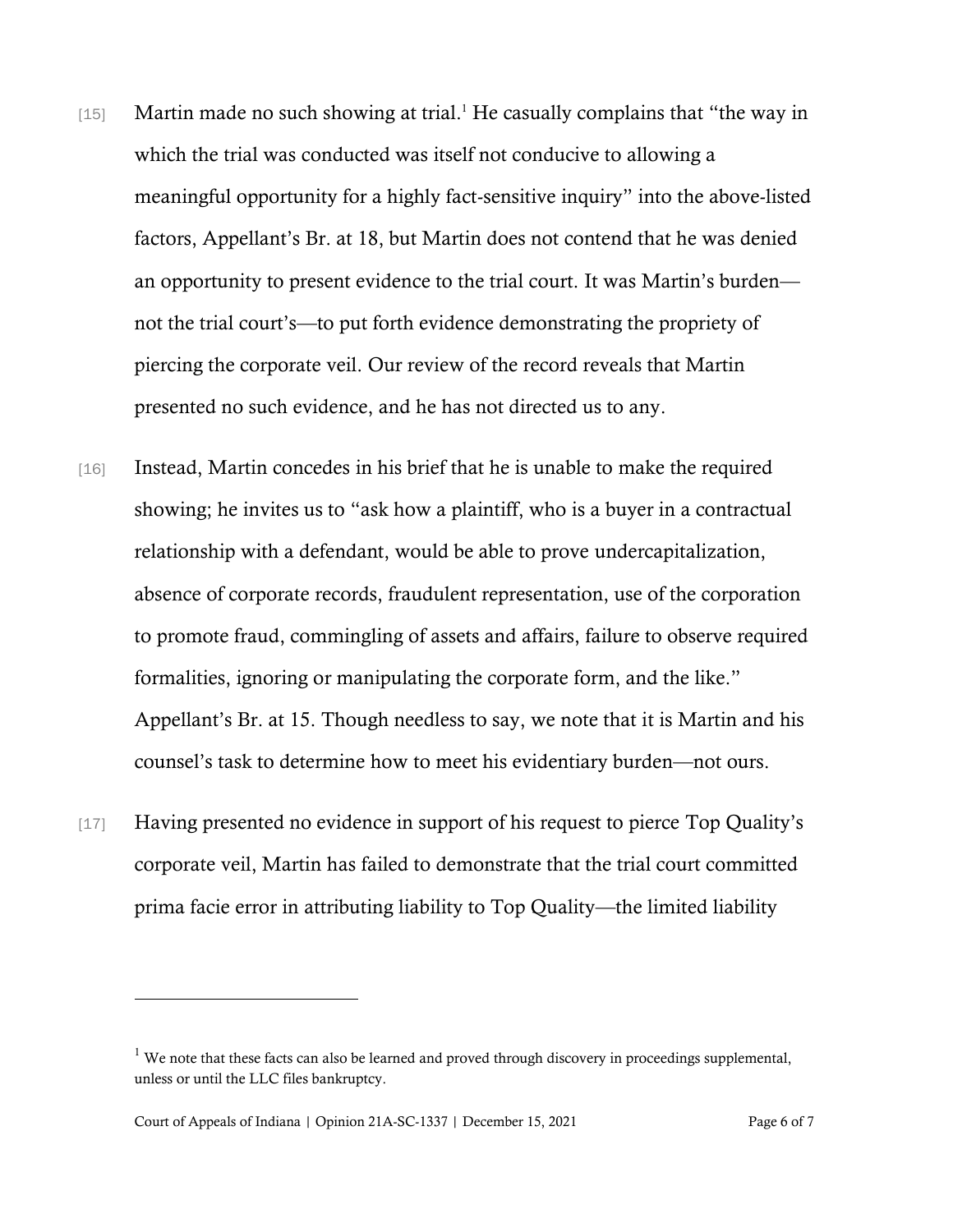[15] Martin made no such showing at trial.[1] He casually complains that "the way in which the trial was conducted was itself not conducive to allowing a meaningful opportunity for a highly fact-sensitive inquiry" into the above-listed factors, Appellant's Br. at 18, but Martin does not contend that he was denied an opportunity to present evidence to the trial court. It was Martin's burden—not the trial court's—to put forth evidence demonstrating the propriety of piercing the corporate veil. Our review of the record reveals that Martin presented no such evidence, and he has not directed us to any.

[16] Instead, Martin concedes in his brief that he is unable to make the required showing; he invites us to "ask how a plaintiff, who is a buyer in a contractual relationship with a defendant, would be able to prove undercapitalization, absence of corporate records, fraudulent representation, use of the corporation to promote fraud, commingling of assets and affairs, failure to observe required formalities, ignoring or manipulating the corporate form, and the like." Appellant's Br. at 15. Though needless to say, we note that it is Martin and his counsel's task to determine how to meet his evidentiary burden—not ours.

[17] Having presented no evidence in support of his request to pierce Top Quality's corporate veil, Martin has failed to demonstrate that the trial court committed prima facie error in attributing liability to Top Quality—the limited liability

---

[1] We note that these facts can also be learned and proved through discovery in proceedings supplemental, unless or until the LLC files bankruptcy.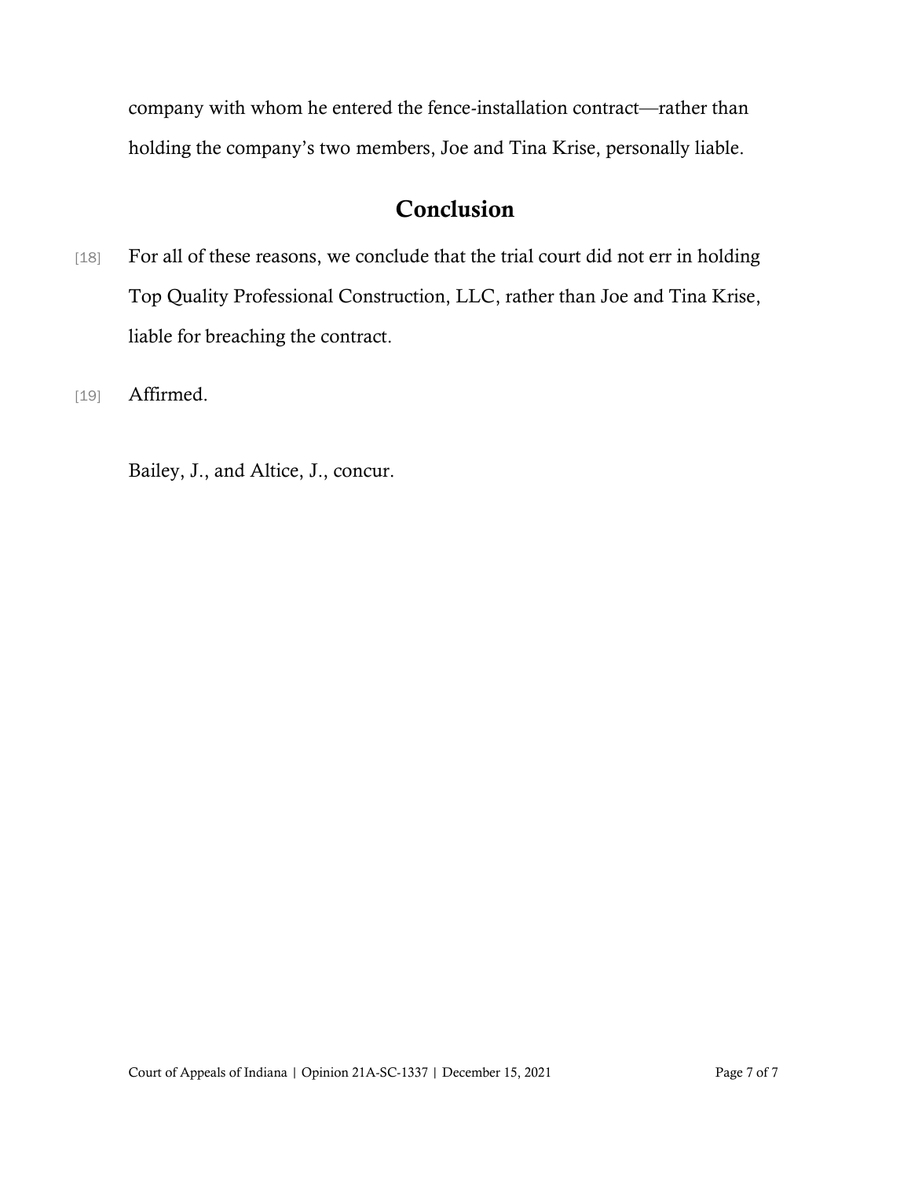company with whom he entered the fence-installation contract—rather than holding the company's two members, Joe and Tina Krise, personally liable.

## Conclusion

[18] For all of these reasons, we conclude that the trial court did not err in holding Top Quality Professional Construction, LLC, rather than Joe and Tina Krise, liable for breaching the contract.

[19] Affirmed.

Bailey, J., and Altice, J., concur.